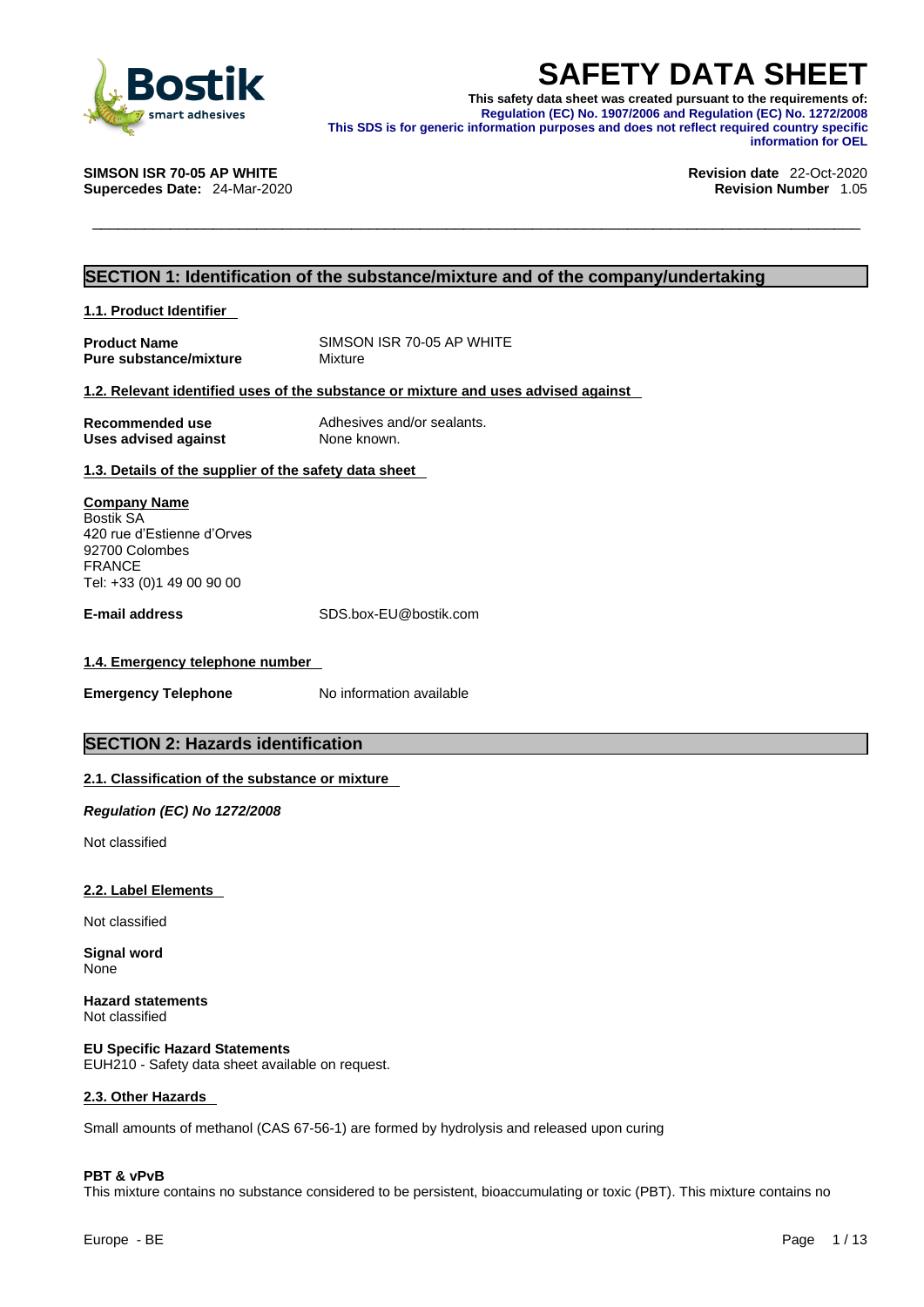# SAFETY DATA SHEET

**This safety data sheet was created pursuant to the requirements of:**
**Regulation (EC) No. 1907/2006 and Regulation (EC) No. 1272/2008**
**This SDS is for generic information purposes and does not reflect required country specific information for OEL**

**SIMSON ISR 70-05 AP WHITE**
**Supercedes Date:** 24-Mar-2020

**Revision date** 22-Oct-2020
**Revision Number** 1.05

## SECTION 1: Identification of the substance/mixture and of the company/undertaking

### 1.1. Product Identifier

| | |
|---|---|
| **Product Name** | SIMSON ISR 70-05 AP WHITE |
| **Pure substance/mixture** | Mixture |

### 1.2. Relevant identified uses of the substance or mixture and uses advised against

| | |
|---|---|
| **Recommended use** | Adhesives and/or sealants. |
| **Uses advised against** | None known. |

### 1.3. Details of the supplier of the safety data sheet

**Company Name**
Bostik SA
420 rue d'Estienne d'Orves
92700 Colombes
FRANCE
Tel: +33 (0)1 49 00 90 00

**E-mail address** SDS.box-EU@bostik.com

### 1.4. Emergency telephone number

**Emergency Telephone** No information available

## SECTION 2: Hazards identification

### 2.1. Classification of the substance or mixture

***Regulation (EC) No 1272/2008***

Not classified

### 2.2. Label Elements

Not classified

**Signal word**
None

**Hazard statements**
Not classified

**EU Specific Hazard Statements**
EUH210 - Safety data sheet available on request.

### 2.3. Other Hazards

Small amounts of methanol (CAS 67-56-1) are formed by hydrolysis and released upon curing

**PBT & vPvB**
This mixture contains no substance considered to be persistent, bioaccumulating or toxic (PBT). This mixture contains no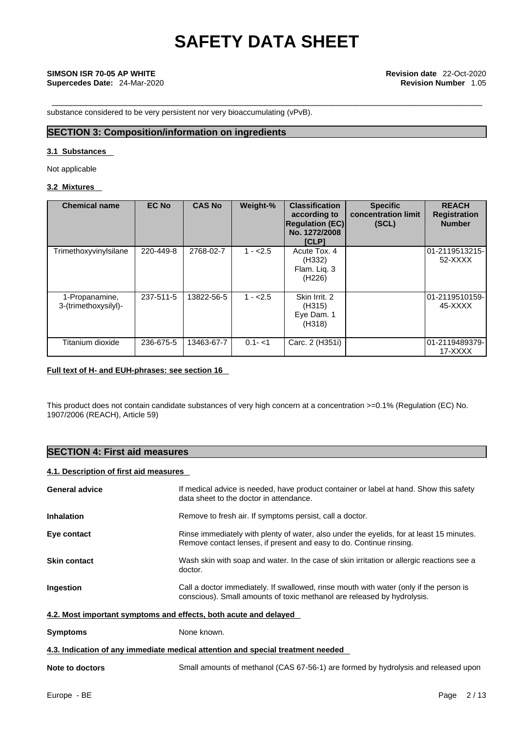substance considered to be very persistent nor very bioaccumulating (vPvB).

## SECTION 3: Composition/information on ingredients

### 3.1 Substances

Not applicable

### 3.2 Mixtures

| Chemical name | EC No | CAS No | Weight-% | Classification according to Regulation (EC) No. 1272/2008 [CLP] | Specific concentration limit (SCL) | REACH Registration Number |
|---|---|---|---|---|---|---|
| Trimethoxyvinylsilane | 220-449-8 | 2768-02-7 | 1 - <2.5 | Acute Tox. 4 (H332) Flam. Liq. 3 (H226) | | 01-2119513215-52-XXXX |
| 1-Propanamine, 3-(trimethoxysilyl)- | 237-511-5 | 13822-56-5 | 1 - <2.5 | Skin Irrit. 2 (H315) Eye Dam. 1 (H318) | | 01-2119510159-45-XXXX |
| Titanium dioxide | 236-675-5 | 13463-67-7 | 0.1- <1 | Carc. 2 (H351i) | | 01-2119489379-17-XXXX |

**Full text of H- and EUH-phrases: see section 16**

This product does not contain candidate substances of very high concern at a concentration >=0.1% (Regulation (EC) No. 1907/2006 (REACH), Article 59)

## SECTION 4: First aid measures

### 4.1. Description of first aid measures

**General advice**
If medical advice is needed, have product container or label at hand. Show this safety data sheet to the doctor in attendance.

**Inhalation**
Remove to fresh air. If symptoms persist, call a doctor.

**Eye contact**
Rinse immediately with plenty of water, also under the eyelids, for at least 15 minutes. Remove contact lenses, if present and easy to do. Continue rinsing.

**Skin contact**
Wash skin with soap and water. In the case of skin irritation or allergic reactions see a doctor.

**Ingestion**
Call a doctor immediately. If swallowed, rinse mouth with water (only if the person is conscious). Small amounts of toxic methanol are released by hydrolysis.

### 4.2. Most important symptoms and effects, both acute and delayed

**Symptoms**
None known.

### 4.3. Indication of any immediate medical attention and special treatment needed

**Note to doctors**
Small amounts of methanol (CAS 67-56-1) are formed by hydrolysis and released upon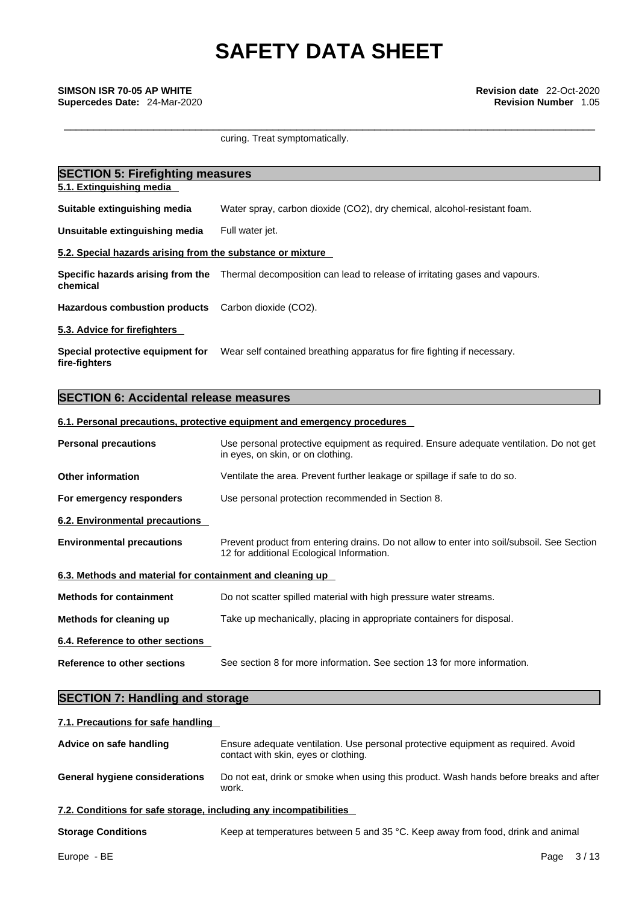curing. Treat symptomatically.

## SECTION 5: Firefighting measures

### 5.1. Extinguishing media

| | |
|---|---|
| **Suitable extinguishing media** | Water spray, carbon dioxide ($CO_2$), dry chemical, alcohol-resistant foam. |
| **Unsuitable extinguishing media** | Full water jet. |

### 5.2. Special hazards arising from the substance or mixture

| | |
|---|---|
| **Specific hazards arising from the chemical** | Thermal decomposition can lead to release of irritating gases and vapours. |
| **Hazardous combustion products** | Carbon dioxide ($CO_2$). |

### 5.3. Advice for firefighters

| | |
|---|---|
| **Special protective equipment for fire-fighters** | Wear self contained breathing apparatus for fire fighting if necessary. |

## SECTION 6: Accidental release measures

### 6.1. Personal precautions, protective equipment and emergency procedures

| | |
|---|---|
| **Personal precautions** | Use personal protective equipment as required. Ensure adequate ventilation. Do not get in eyes, on skin, or on clothing. |
| **Other information** | Ventilate the area. Prevent further leakage or spillage if safe to do so. |
| **For emergency responders** | Use personal protection recommended in Section 8. |

### 6.2. Environmental precautions

| | |
|---|---|
| **Environmental precautions** | Prevent product from entering drains. Do not allow to enter into soil/subsoil. See Section 12 for additional Ecological Information. |

### 6.3. Methods and material for containment and cleaning up

| | |
|---|---|
| **Methods for containment** | Do not scatter spilled material with high pressure water streams. |
| **Methods for cleaning up** | Take up mechanically, placing in appropriate containers for disposal. |

### 6.4. Reference to other sections

| | |
|---|---|
| **Reference to other sections** | See section 8 for more information. See section 13 for more information. |

## SECTION 7: Handling and storage

### 7.1. Precautions for safe handling

| | |
|---|---|
| **Advice on safe handling** | Ensure adequate ventilation. Use personal protective equipment as required. Avoid contact with skin, eyes or clothing. |
| **General hygiene considerations** | Do not eat, drink or smoke when using this product. Wash hands before breaks and after work. |

### 7.2. Conditions for safe storage, including any incompatibilities

| | |
|---|---|
| **Storage Conditions** | Keep at temperatures between 5 and 35 °C. Keep away from food, drink and animal |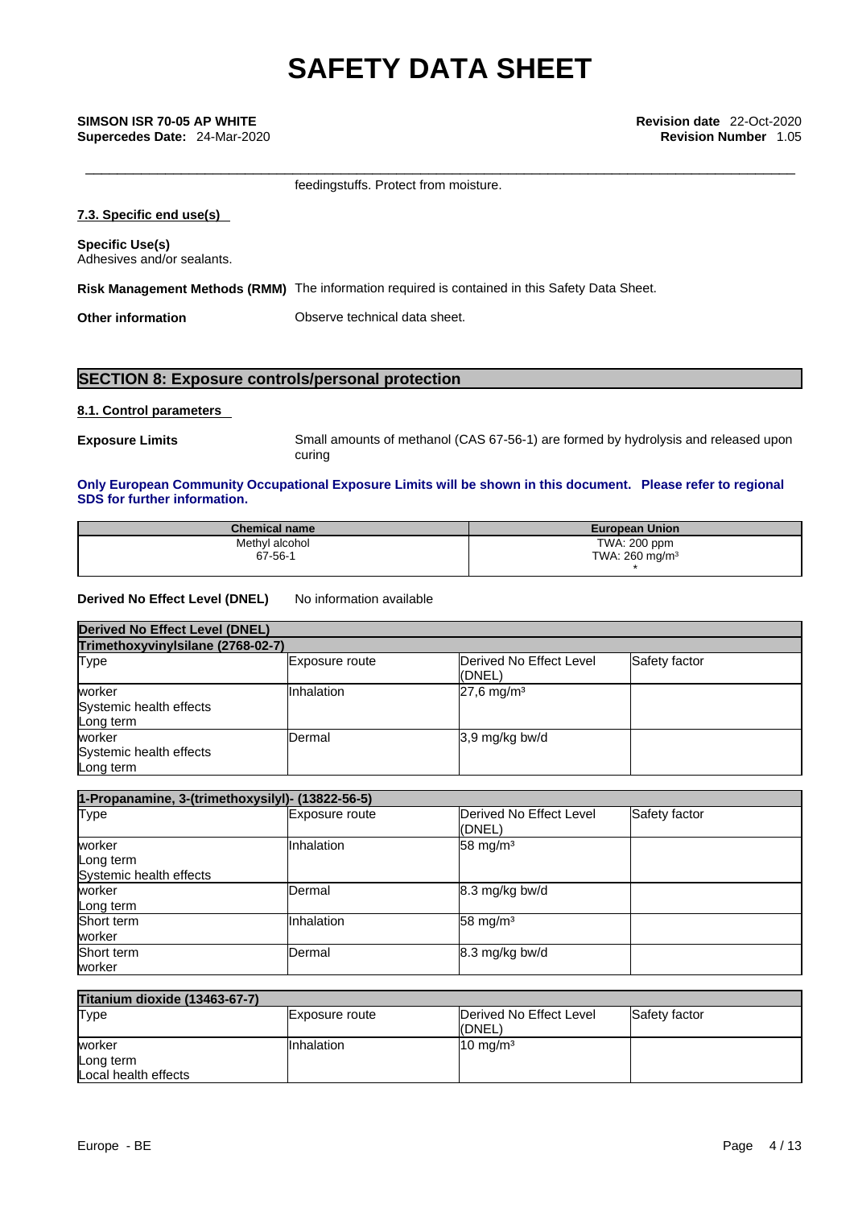feedingstuffs. Protect from moisture.

### 7.3. Specific end use(s)

**Specific Use(s)**
Adhesives and/or sealants.

**Risk Management Methods (RMM)** The information required is contained in this Safety Data Sheet.

**Other information** Observe technical data sheet.

## SECTION 8: Exposure controls/personal protection

### 8.1. Control parameters

**Exposure Limits** Small amounts of methanol (CAS 67-56-1) are formed by hydrolysis and released upon curing

**Only European Community Occupational Exposure Limits will be shown in this document. Please refer to regional SDS for further information.**

| Chemical name | European Union |
|---|---|
| Methyl alcohol<br>67-56-1 | TWA: 200 ppm<br>TWA: 260 mg/m³<br>* |

**Derived No Effect Level (DNEL)** No information available

| Derived No Effect Level (DNEL) | | | |
|---|---|---|---|
| **Trimethoxyvinylsilane (2768-02-7)** | | | |
| Type | Exposure route | Derived No Effect Level (DNEL) | Safety factor |
| worker<br>Systemic health effects<br>Long term | Inhalation | 27,6 mg/m³ | |
| worker<br>Systemic health effects<br>Long term | Dermal | 3,9 mg/kg bw/d | |

| 1-Propanamine, 3-(trimethoxysilyl)- (13822-56-5) | | | |
|---|---|---|---|
| Type | Exposure route | Derived No Effect Level (DNEL) | Safety factor |
| worker<br>Long term<br>Systemic health effects | Inhalation | 58 mg/m³ | |
| worker<br>Long term | Dermal | 8.3 mg/kg bw/d | |
| Short term<br>worker | Inhalation | 58 mg/m³ | |
| Short term<br>worker | Dermal | 8.3 mg/kg bw/d | |

| Titanium dioxide (13463-67-7) | | | |
|---|---|---|---|
| Type | Exposure route | Derived No Effect Level (DNEL) | Safety factor |
| worker<br>Long term<br>Local health effects | Inhalation | 10 mg/m³ | |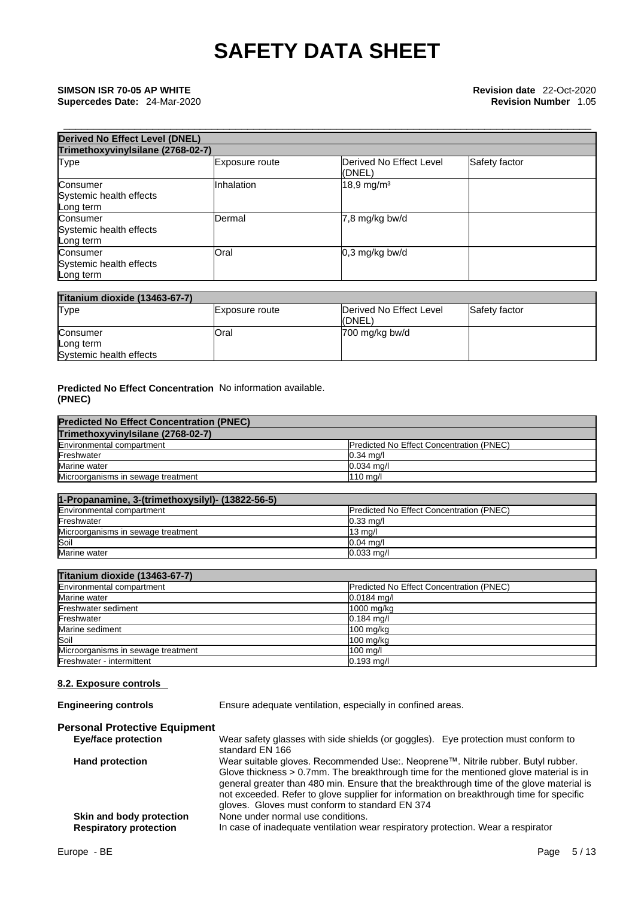| Derived No Effect Level (DNEL) | | | |
|---|---|---|---|
| **Trimethoxyvinylsilane (2768-02-7)** | | | |
| Type | Exposure route | Derived No Effect Level (DNEL) | Safety factor |
| Consumer<br>Systemic health effects<br>Long term | Inhalation | 18,9 mg/m³ | |
| Consumer<br>Systemic health effects<br>Long term | Dermal | 7,8 mg/kg bw/d | |
| Consumer<br>Systemic health effects<br>Long term | Oral | 0,3 mg/kg bw/d | |

| Titanium dioxide (13463-67-7) | | | |
|---|---|---|---|
| Type | Exposure route | Derived No Effect Level (DNEL) | Safety factor |
| Consumer<br>Long term<br>Systemic health effects | Oral | 700 mg/kg bw/d | |

**Predicted No Effect Concentration (PNEC)** No information available.

| Predicted No Effect Concentration (PNEC) | |
|---|---|
| **Trimethoxyvinylsilane (2768-02-7)** | |
| Environmental compartment | Predicted No Effect Concentration (PNEC) |
| Freshwater | 0.34 mg/l |
| Marine water | 0.034 mg/l |
| Microorganisms in sewage treatment | 110 mg/l |

| 1-Propanamine, 3-(trimethoxysilyl)- (13822-56-5) | |
|---|---|
| Environmental compartment | Predicted No Effect Concentration (PNEC) |
| Freshwater | 0.33 mg/l |
| Microorganisms in sewage treatment | 13 mg/l |
| Soil | 0.04 mg/l |
| Marine water | 0.033 mg/l |

| Titanium dioxide (13463-67-7) | |
|---|---|
| Environmental compartment | Predicted No Effect Concentration (PNEC) |
| Marine water | 0.0184 mg/l |
| Freshwater sediment | 1000 mg/kg |
| Freshwater | 0.184 mg/l |
| Marine sediment | 100 mg/kg |
| Soil | 100 mg/kg |
| Microorganisms in sewage treatment | 100 mg/l |
| Freshwater - intermittent | 0.193 mg/l |

### 8.2. Exposure controls

**Engineering controls** Ensure adequate ventilation, especially in confined areas.

**Personal Protective Equipment**

**Eye/face protection** Wear safety glasses with side shields (or goggles). Eye protection must conform to standard EN 166

**Hand protection** Wear suitable gloves. Recommended Use:. Neoprene™. Nitrile rubber. Butyl rubber. Glove thickness > 0.7mm. The breakthrough time for the mentioned glove material is in general greater than 480 min. Ensure that the breakthrough time of the glove material is not exceeded. Refer to glove supplier for information on breakthrough time for specific gloves. Gloves must conform to standard EN 374

**Skin and body protection** None under normal use conditions.

**Respiratory protection** In case of inadequate ventilation wear respiratory protection. Wear a respirator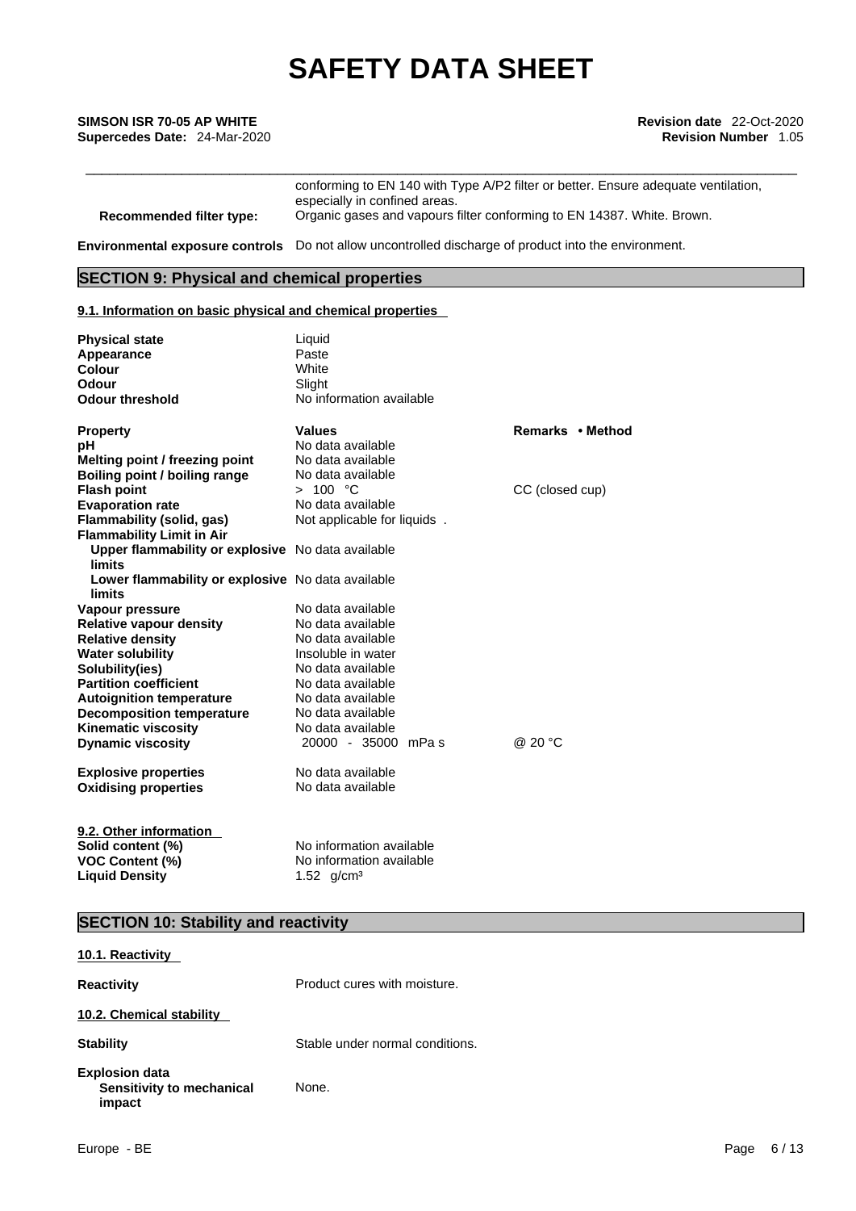| | |
|---|---|
| | conforming to EN 140 with Type A/P2 filter or better. Ensure adequate ventilation, especially in confined areas. |
| **Recommended filter type:** | Organic gases and vapours filter conforming to EN 14387. White. Brown. |

**Environmental exposure controls** Do not allow uncontrolled discharge of product into the environment.

## SECTION 9: Physical and chemical properties

### 9.1. Information on basic physical and chemical properties

| | |
|---|---|
| **Physical state** | Liquid |
| **Appearance** | Paste |
| **Colour** | White |
| **Odour** | Slight |
| **Odour threshold** | No information available |

| **Property** | **Values** | **Remarks • Method** |
|---|---|---|
| **pH** | No data available | |
| **Melting point / freezing point** | No data available | |
| **Boiling point / boiling range** | No data available | |
| **Flash point** | > 100 °C | CC (closed cup) |
| **Evaporation rate** | No data available | |
| **Flammability (solid, gas)** | Not applicable for liquids . | |
| **Flammability Limit in Air** | | |
| **Upper flammability or explosive limits** | No data available | |
| **Lower flammability or explosive limits** | No data available | |
| **Vapour pressure** | No data available | |
| **Relative vapour density** | No data available | |
| **Relative density** | No data available | |
| **Water solubility** | Insoluble in water | |
| **Solubility(ies)** | No data available | |
| **Partition coefficient** | No data available | |
| **Autoignition temperature** | No data available | |
| **Decomposition temperature** | No data available | |
| **Kinematic viscosity** | No data available | |
| **Dynamic viscosity** | 20000 - 35000 mPa s | @ 20 °C |
| **Explosive properties** | No data available | |
| **Oxidising properties** | No data available | |

### 9.2. Other information

| | |
|---|---|
| **Solid content (%)** | No information available |
| **VOC Content (%)** | No information available |
| **Liquid Density** | 1.52 g/cm³ |

## SECTION 10: Stability and reactivity

### 10.1. Reactivity

**Reactivity** Product cures with moisture.

### 10.2. Chemical stability

**Stability** Stable under normal conditions.

**Explosion data**
**Sensitivity to mechanical impact** None.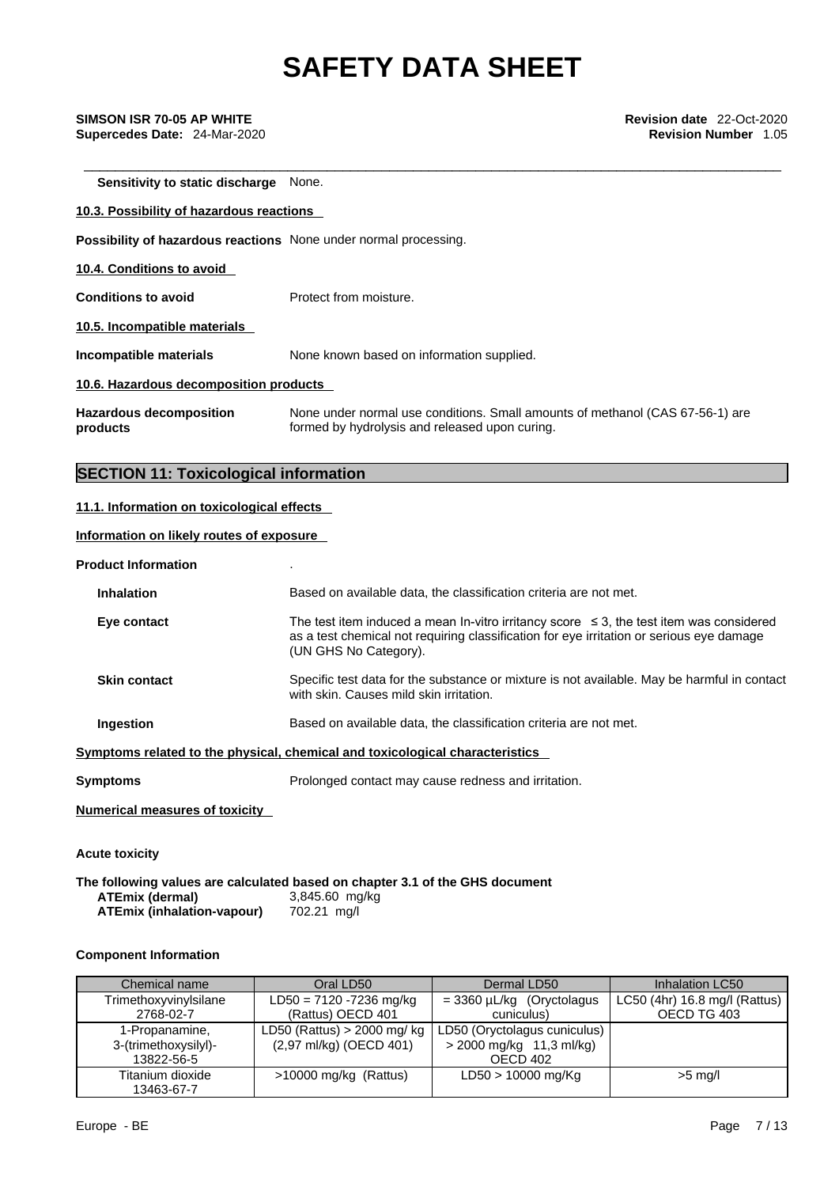**Sensitivity to static discharge** None.

**10.3. Possibility of hazardous reactions**

**Possibility of hazardous reactions** None under normal processing.

**10.4. Conditions to avoid**

**Conditions to avoid** Protect from moisture.

**10.5. Incompatible materials**

**Incompatible materials** None known based on information supplied.

**10.6. Hazardous decomposition products**

**Hazardous decomposition products** None under normal use conditions. Small amounts of methanol (CAS 67-56-1) are formed by hydrolysis and released upon curing.

## SECTION 11: Toxicological information

**11.1. Information on toxicological effects**

**Information on likely routes of exposure**

**Product Information** .

**Inhalation** Based on available data, the classification criteria are not met.

**Eye contact** The test item induced a mean In-vitro irritancy score ≤ 3, the test item was considered as a test chemical not requiring classification for eye irritation or serious eye damage (UN GHS No Category).

**Skin contact** Specific test data for the substance or mixture is not available. May be harmful in contact with skin. Causes mild skin irritation.

**Ingestion** Based on available data, the classification criteria are not met.

**Symptoms related to the physical, chemical and toxicological characteristics**

**Symptoms** Prolonged contact may cause redness and irritation.

**Numerical measures of toxicity**

**Acute toxicity**

**The following values are calculated based on chapter 3.1 of the GHS document**

**ATEmix (dermal)** 3,845.60 mg/kg
**ATEmix (inhalation-vapour)** 702.21 mg/l

**Component Information**

| Chemical name | Oral LD50 | Dermal LD50 | Inhalation LC50 |
|---|---|---|---|
| Trimethoxyvinylsilane 2768-02-7 | LD50 = 7120 -7236 mg/kg (Rattus) OECD 401 | = 3360 µL/kg (Oryctolagus cuniculus) | LC50 (4hr) 16.8 mg/l (Rattus) OECD TG 403 |
| 1-Propanamine, 3-(trimethoxysilyl)- 13822-56-5 | LD50 (Rattus) > 2000 mg/ kg (2,97 ml/kg) (OECD 401) | LD50 (Oryctolagus cuniculus) > 2000 mg/kg 11,3 ml/kg) OECD 402 | |
| Titanium dioxide 13463-67-7 | >10000 mg/kg (Rattus) | LD50 > 10000 mg/Kg | >5 mg/l |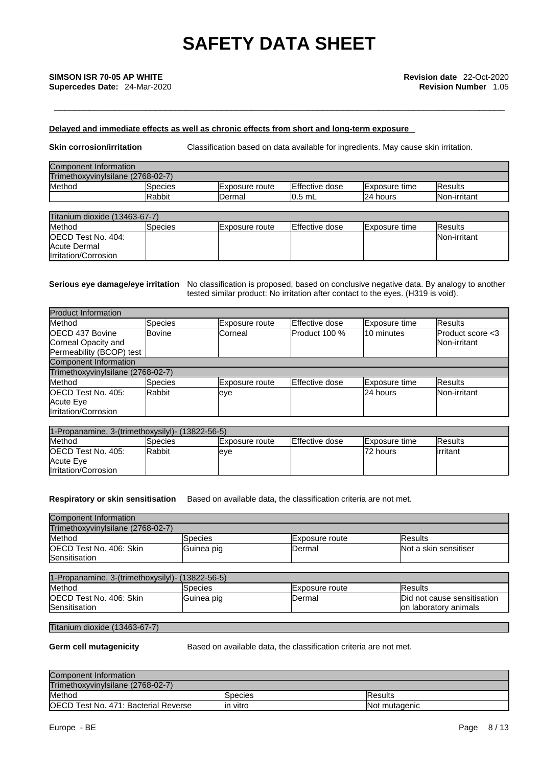#### Delayed and immediate effects as well as chronic effects from short and long-term exposure

**Skin corrosion/irritation** Classification based on data available for ingredients. May cause skin irritation.

| Component Information | | | | | |
|---|---|---|---|---|---|
| Trimethoxyvinylsilane (2768-02-7) | | | | | |
| Method | Species | Exposure route | Effective dose | Exposure time | Results |
| | Rabbit | Dermal | 0.5 mL | 24 hours | Non-irritant |

| Titanium dioxide (13463-67-7) | | | | | |
|---|---|---|---|---|---|
| Method | Species | Exposure route | Effective dose | Exposure time | Results |
| OECD Test No. 404: Acute Dermal Irritation/Corrosion | | | | | Non-irritant |

**Serious eye damage/eye irritation** No classification is proposed, based on conclusive negative data. By analogy to another tested similar product: No irritation after contact to the eyes. (H319 is void).

| Product Information | | | | | |
|---|---|---|---|---|---|
| Method | Species | Exposure route | Effective dose | Exposure time | Results |
| OECD 437 Bovine Corneal Opacity and Permeability (BCOP) test | Bovine | Corneal | Product 100 % | 10 minutes | Product score <3 Non-irritant |
| Component Information | | | | | |
| Trimethoxyvinylsilane (2768-02-7) | | | | | |
| Method | Species | Exposure route | Effective dose | Exposure time | Results |
| OECD Test No. 405: Acute Eye Irritation/Corrosion | Rabbit | eye | | 24 hours | Non-irritant |

| 1-Propanamine, 3-(trimethoxysilyl)- (13822-56-5) | | | | | |
|---|---|---|---|---|---|
| Method | Species | Exposure route | Effective dose | Exposure time | Results |
| OECD Test No. 405: Acute Eye Irritation/Corrosion | Rabbit | eye | | 72 hours | irritant |

**Respiratory or skin sensitisation** Based on available data, the classification criteria are not met.

| Component Information | | | |
|---|---|---|---|
| Trimethoxyvinylsilane (2768-02-7) | | | |
| Method | Species | Exposure route | Results |
| OECD Test No. 406: Skin Sensitisation | Guinea pig | Dermal | Not a skin sensitiser |

| 1-Propanamine, 3-(trimethoxysilyl)- (13822-56-5) | | | |
|---|---|---|---|
| Method | Species | Exposure route | Results |
| OECD Test No. 406: Skin Sensitisation | Guinea pig | Dermal | Did not cause sensitisation on laboratory animals |

| Titanium dioxide (13463-67-7) |
|---|

**Germ cell mutagenicity** Based on available data, the classification criteria are not met.

| Component Information | | |
|---|---|---|
| Trimethoxyvinylsilane (2768-02-7) | | |
| Method | Species | Results |
| OECD Test No. 471: Bacterial Reverse | in vitro | Not mutagenic |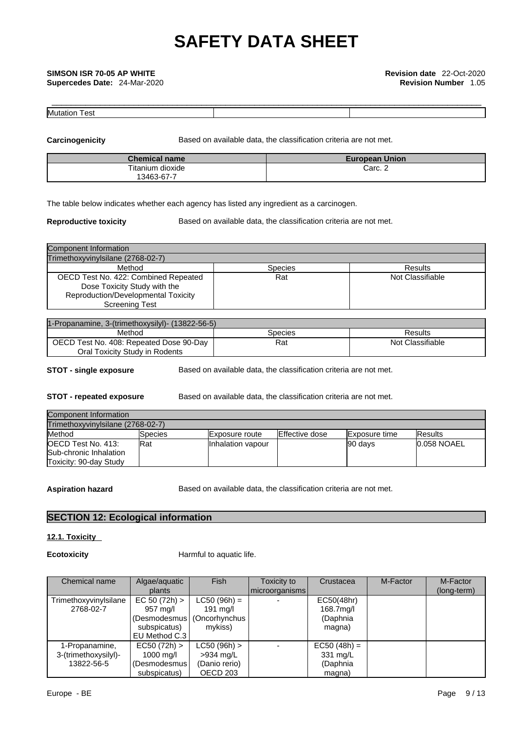| Mutation Test | | |
|---|---|---|

**Carcinogenicity** Based on available data, the classification criteria are not met.

| Chemical name | European Union |
|---|---|
| Titanium dioxide 13463-67-7 | Carc. 2 |

The table below indicates whether each agency has listed any ingredient as a carcinogen.

**Reproductive toxicity** Based on available data, the classification criteria are not met.

| Component Information | | |
|---|---|---|
| Trimethoxyvinylsilane (2768-02-7) | | |
| Method | Species | Results |
| OECD Test No. 422: Combined Repeated Dose Toxicity Study with the Reproduction/Developmental Toxicity Screening Test | Rat | Not Classifiable |

| 1-Propanamine, 3-(trimethoxysilyl)- (13822-56-5) | | |
|---|---|---|
| Method | Species | Results |
| OECD Test No. 408: Repeated Dose 90-Day Oral Toxicity Study in Rodents | Rat | Not Classifiable |

**STOT - single exposure** Based on available data, the classification criteria are not met.

**STOT - repeated exposure** Based on available data, the classification criteria are not met.

| Component Information | | | | | |
|---|---|---|---|---|---|
| Trimethoxyvinylsilane (2768-02-7) | | | | | |
| Method | Species | Exposure route | Effective dose | Exposure time | Results |
| OECD Test No. 413: Sub-chronic Inhalation Toxicity: 90-day Study | Rat | Inhalation vapour | | 90 days | 0.058 NOAEL |

**Aspiration hazard** Based on available data, the classification criteria are not met.

## SECTION 12: Ecological information

### 12.1. Toxicity

**Ecotoxicity** Harmful to aquatic life.

| Chemical name | Algae/aquatic plants | Fish | Toxicity to microorganisms | Crustacea | M-Factor | M-Factor (long-term) |
|---|---|---|---|---|---|---|
| Trimethoxyvinylsilane 2768-02-7 | EC 50 (72h) > 957 mg/l (Desmodesmus subspicatus) EU Method C.3 | LC50 (96h) = 191 mg/l (Oncorhynchus mykiss) | - | EC50(48hr) 168.7mg/l (Daphnia magna) | | |
| 1-Propanamine, 3-(trimethoxysilyl)- 13822-56-5 | EC50 (72h) > 1000 mg/l (Desmodesmus subspicatus) | LC50 (96h) > >934 mg/L (Danio rerio) OECD 203 | - | EC50 (48h) = 331 mg/L (Daphnia magna) | | |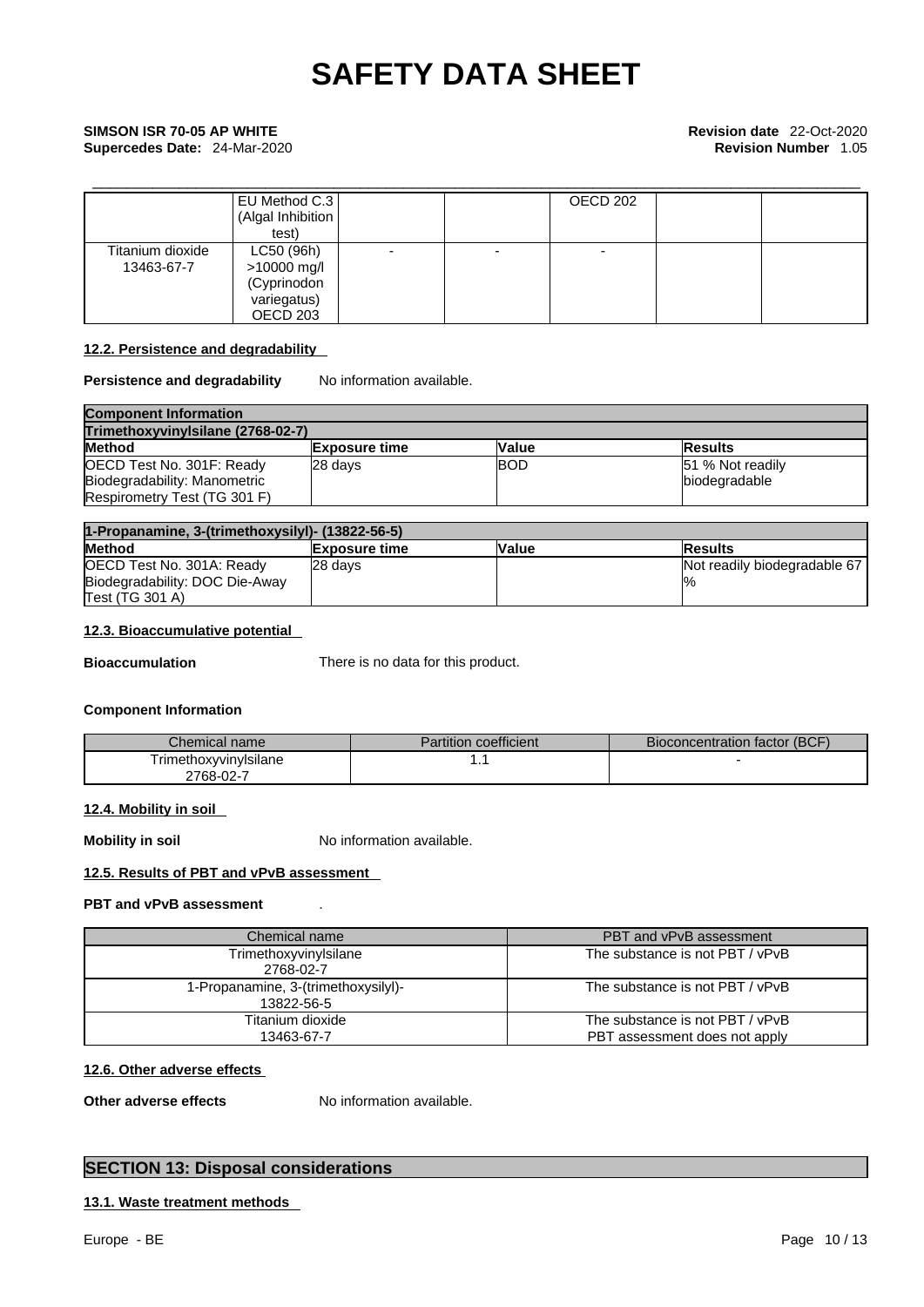| | EU Method C.3 (Algal Inhibition test) | | | OECD 202 | | |
|---|---|---|---|---|---|---|
| Titanium dioxide 13463-67-7 | LC50 (96h) >10000 mg/l (Cyprinodon variegatus) OECD 203 | - | - | - | | |

### 12.2. Persistence and degradability

**Persistence and degradability** No information available.

| **Component Information** | | | |
|---|---|---|---|
| **Trimethoxyvinylsilane (2768-02-7)** | | | |
| **Method** | **Exposure time** | **Value** | **Results** |
| OECD Test No. 301F: Ready Biodegradability: Manometric Respirometry Test (TG 301 F) | 28 days | BOD | 51 % Not readily biodegradable |

| **1-Propanamine, 3-(trimethoxysilyl)- (13822-56-5)** | | | |
|---|---|---|---|
| **Method** | **Exposure time** | **Value** | **Results** |
| OECD Test No. 301A: Ready Biodegradability: DOC Die-Away Test (TG 301 A) | 28 days | | Not readily biodegradable 67 % |

### 12.3. Bioaccumulative potential

**Bioaccumulation** There is no data for this product.

**Component Information**

| Chemical name | Partition coefficient | Bioconcentration factor (BCF) |
|---|---|---|
| Trimethoxyvinylsilane 2768-02-7 | 1.1 | - |

### 12.4. Mobility in soil

**Mobility in soil** No information available.

### 12.5. Results of PBT and vPvB assessment

**PBT and vPvB assessment** .

| Chemical name | PBT and vPvB assessment |
|---|---|
| Trimethoxyvinylsilane 2768-02-7 | The substance is not PBT / vPvB |
| 1-Propanamine, 3-(trimethoxysilyl)- 13822-56-5 | The substance is not PBT / vPvB |
| Titanium dioxide 13463-67-7 | The substance is not PBT / vPvB PBT assessment does not apply |

### 12.6. Other adverse effects

**Other adverse effects** No information available.

## SECTION 13: Disposal considerations

### 13.1. Waste treatment methods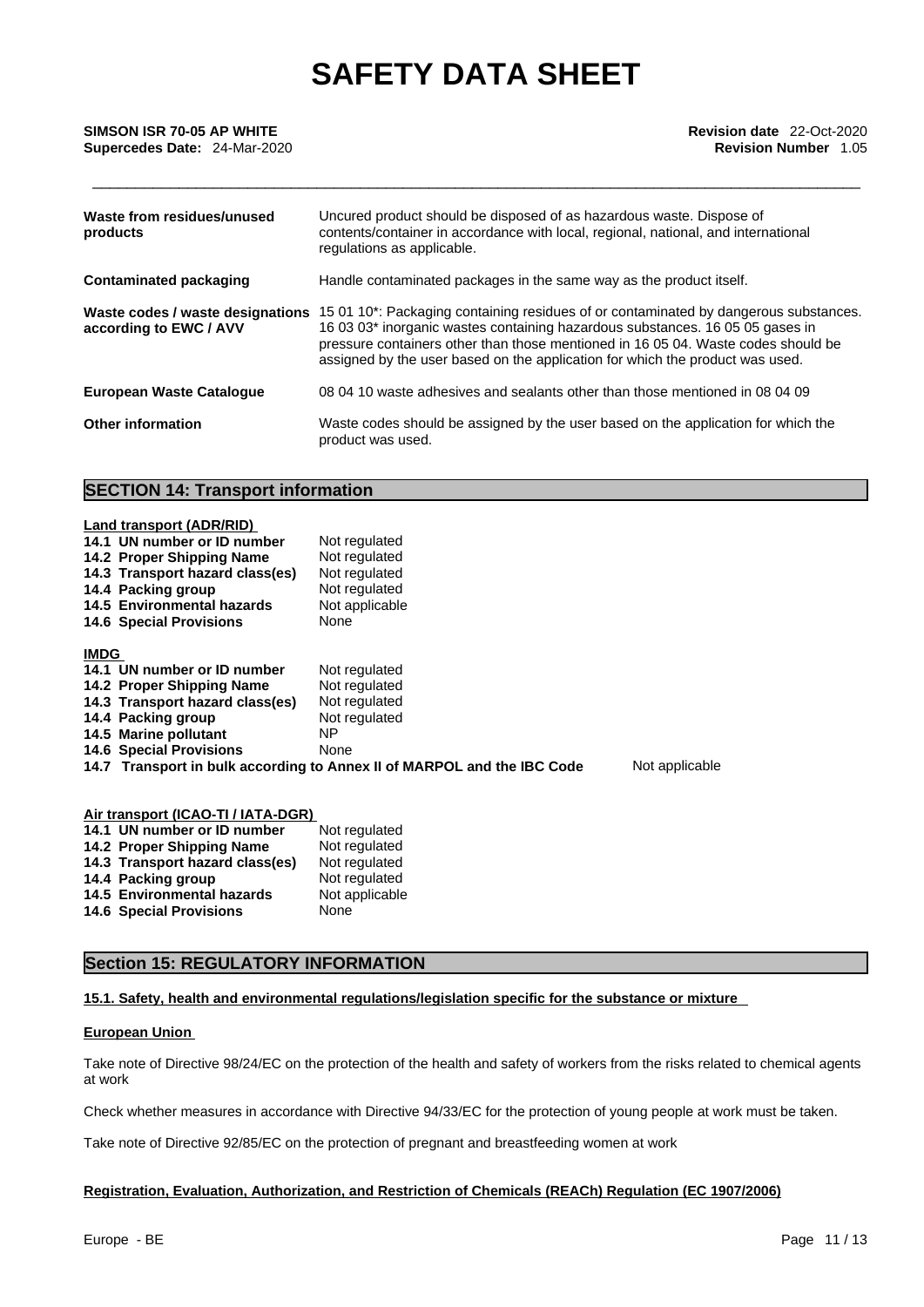| | |
|---|---|
| **Waste from residues/unused products** | Uncured product should be disposed of as hazardous waste. Dispose of contents/container in accordance with local, regional, national, and international regulations as applicable. |
| **Contaminated packaging** | Handle contaminated packages in the same way as the product itself. |
| **Waste codes / waste designations according to EWC / AVV** | 15 01 10*: Packaging containing residues of or contaminated by dangerous substances. 16 03 03* inorganic wastes containing hazardous substances. 16 05 05 gases in pressure containers other than those mentioned in 16 05 04. Waste codes should be assigned by the user based on the application for which the product was used. |
| **European Waste Catalogue** | 08 04 10 waste adhesives and sealants other than those mentioned in 08 04 09 |
| **Other information** | Waste codes should be assigned by the user based on the application for which the product was used. |

## SECTION 14: Transport information

**Land transport (ADR/RID)**

| | |
|---|---|
| **14.1 UN number or ID number** | Not regulated |
| **14.2 Proper Shipping Name** | Not regulated |
| **14.3 Transport hazard class(es)** | Not regulated |
| **14.4 Packing group** | Not regulated |
| **14.5 Environmental hazards** | Not applicable |
| **14.6 Special Provisions** | None |

**IMDG**

| | |
|---|---|
| **14.1 UN number or ID number** | Not regulated |
| **14.2 Proper Shipping Name** | Not regulated |
| **14.3 Transport hazard class(es)** | Not regulated |
| **14.4 Packing group** | Not regulated |
| **14.5 Marine pollutant** | NP |
| **14.6 Special Provisions** | None |
| **14.7 Transport in bulk according to Annex II of MARPOL and the IBC Code** | Not applicable |

**Air transport (ICAO-TI / IATA-DGR)**

| | |
|---|---|
| **14.1 UN number or ID number** | Not regulated |
| **14.2 Proper Shipping Name** | Not regulated |
| **14.3 Transport hazard class(es)** | Not regulated |
| **14.4 Packing group** | Not regulated |
| **14.5 Environmental hazards** | Not applicable |
| **14.6 Special Provisions** | None |

## Section 15: REGULATORY INFORMATION

**15.1. Safety, health and environmental regulations/legislation specific for the substance or mixture**

**European Union**

Take note of Directive 98/24/EC on the protection of the health and safety of workers from the risks related to chemical agents at work

Check whether measures in accordance with Directive 94/33/EC for the protection of young people at work must be taken.

Take note of Directive 92/85/EC on the protection of pregnant and breastfeeding women at work

**Registration, Evaluation, Authorization, and Restriction of Chemicals (REACh) Regulation (EC 1907/2006)**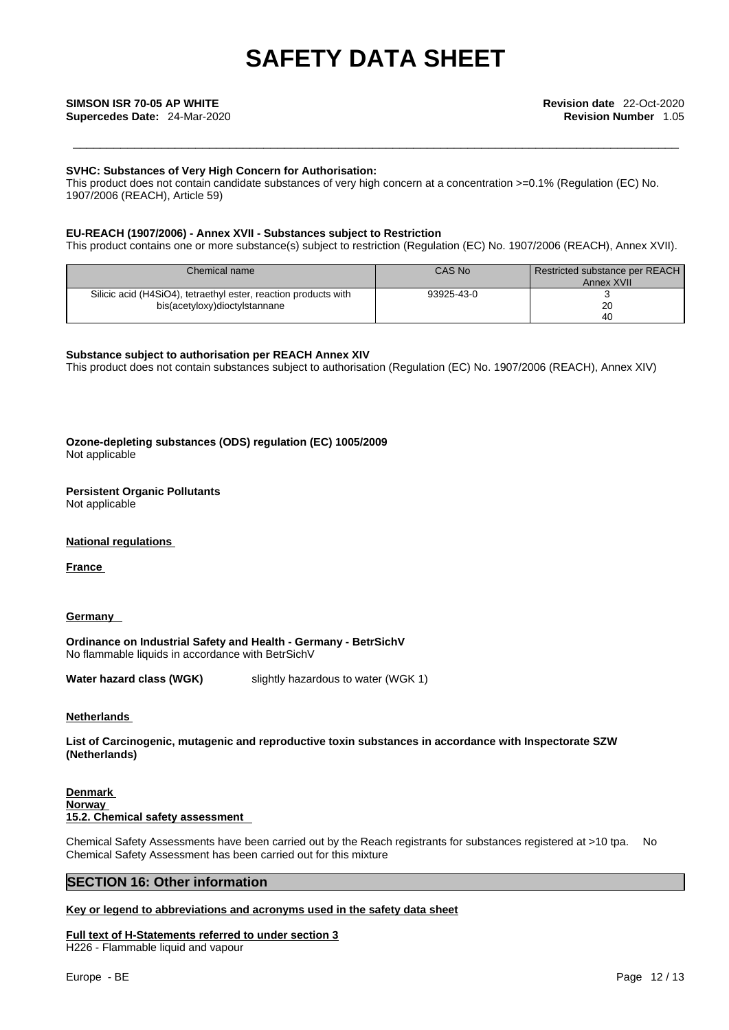**SVHC: Substances of Very High Concern for Authorisation:**
This product does not contain candidate substances of very high concern at a concentration >=0.1% (Regulation (EC) No. 1907/2006 (REACH), Article 59)

**EU-REACH (1907/2006) - Annex XVII - Substances subject to Restriction**
This product contains one or more substance(s) subject to restriction (Regulation (EC) No. 1907/2006 (REACH), Annex XVII).

| Chemical name | CAS No | Restricted substance per REACH Annex XVII |
|---|---|---|
| Silicic acid ($H_4SiO_4$), tetraethyl ester, reaction products with bis(acetyloxy)dioctylstannane | 93925-43-0 | 3<br>20<br>40 |

**Substance subject to authorisation per REACH Annex XIV**
This product does not contain substances subject to authorisation (Regulation (EC) No. 1907/2006 (REACH), Annex XIV)

**Ozone-depleting substances (ODS) regulation (EC) 1005/2009**
Not applicable

**Persistent Organic Pollutants**
Not applicable

**National regulations**

**France**

**Germany**

**Ordinance on Industrial Safety and Health - Germany - BetrSichV**
No flammable liquids in accordance with BetrSichV

**Water hazard class (WGK)** slightly hazardous to water (WGK 1)

**Netherlands**

**List of Carcinogenic, mutagenic and reproductive toxin substances in accordance with Inspectorate SZW (Netherlands)**

**Denmark**
**Norway**
**15.2. Chemical safety assessment**

Chemical Safety Assessments have been carried out by the Reach registrants for substances registered at >10 tpa. No Chemical Safety Assessment has been carried out for this mixture

## SECTION 16: Other information

**Key or legend to abbreviations and acronyms used in the safety data sheet**

**Full text of H-Statements referred to under section 3**
H226 - Flammable liquid and vapour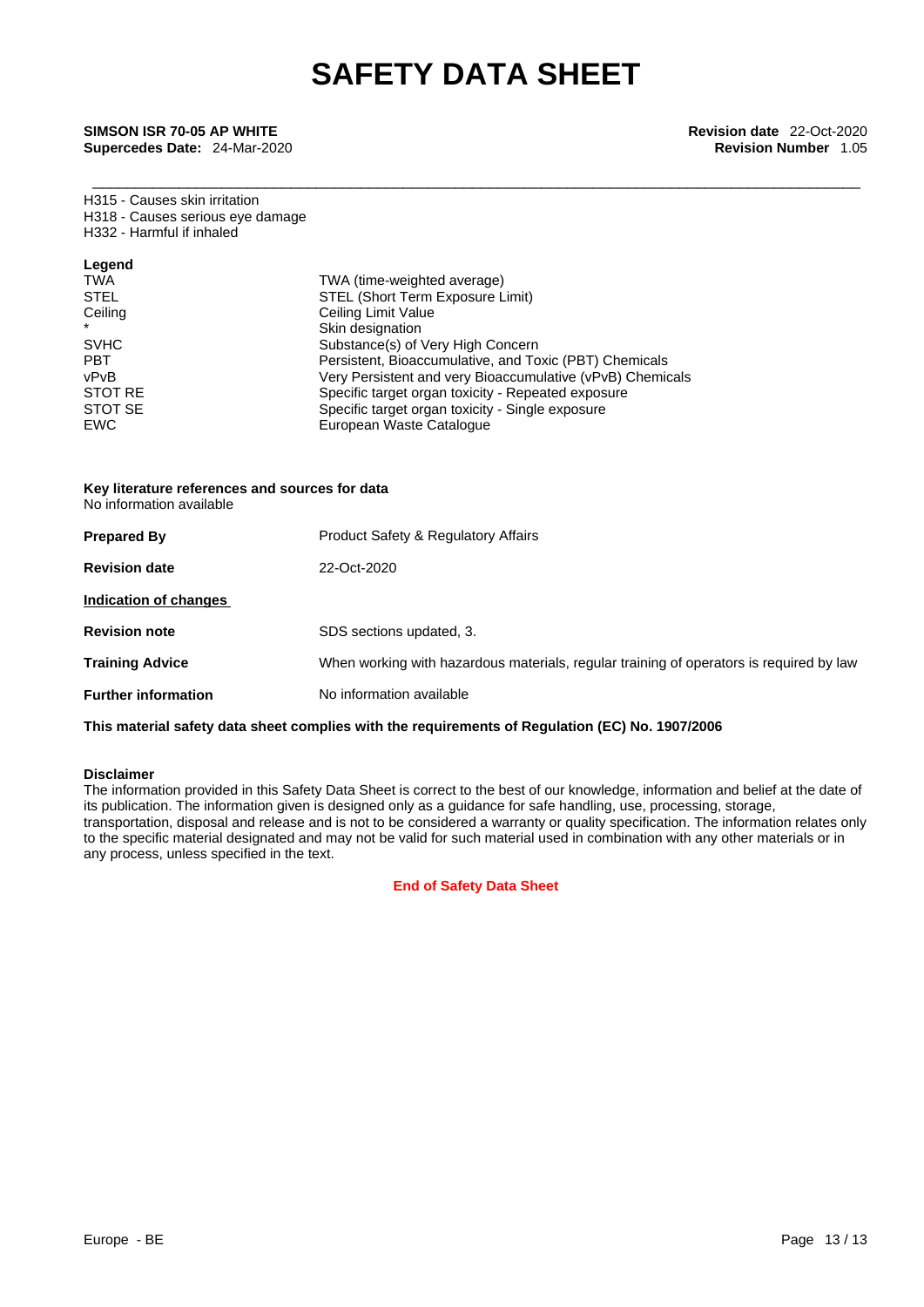H315 - Causes skin irritation
H318 - Causes serious eye damage
H332 - Harmful if inhaled

**Legend**

| | |
|---|---|
| TWA | TWA (time-weighted average) |
| STEL | STEL (Short Term Exposure Limit) |
| Ceiling | Ceiling Limit Value |
| * | Skin designation |
| SVHC | Substance(s) of Very High Concern |
| PBT | Persistent, Bioaccumulative, and Toxic (PBT) Chemicals |
| vPvB | Very Persistent and very Bioaccumulative (vPvB) Chemicals |
| STOT RE | Specific target organ toxicity - Repeated exposure |
| STOT SE | Specific target organ toxicity - Single exposure |
| EWC | European Waste Catalogue |

**Key literature references and sources for data**
No information available

**Prepared By** Product Safety & Regulatory Affairs

**Revision date** 22-Oct-2020

**Indication of changes**

**Revision note** SDS sections updated, 3.

**Training Advice** When working with hazardous materials, regular training of operators is required by law

**Further information** No information available

**This material safety data sheet complies with the requirements of Regulation (EC) No. 1907/2006**

**Disclaimer**
The information provided in this Safety Data Sheet is correct to the best of our knowledge, information and belief at the date of its publication. The information given is designed only as a guidance for safe handling, use, processing, storage, transportation, disposal and release and is not to be considered a warranty or quality specification. The information relates only to the specific material designated and may not be valid for such material used in combination with any other materials or in any process, unless specified in the text.

**End of Safety Data Sheet**